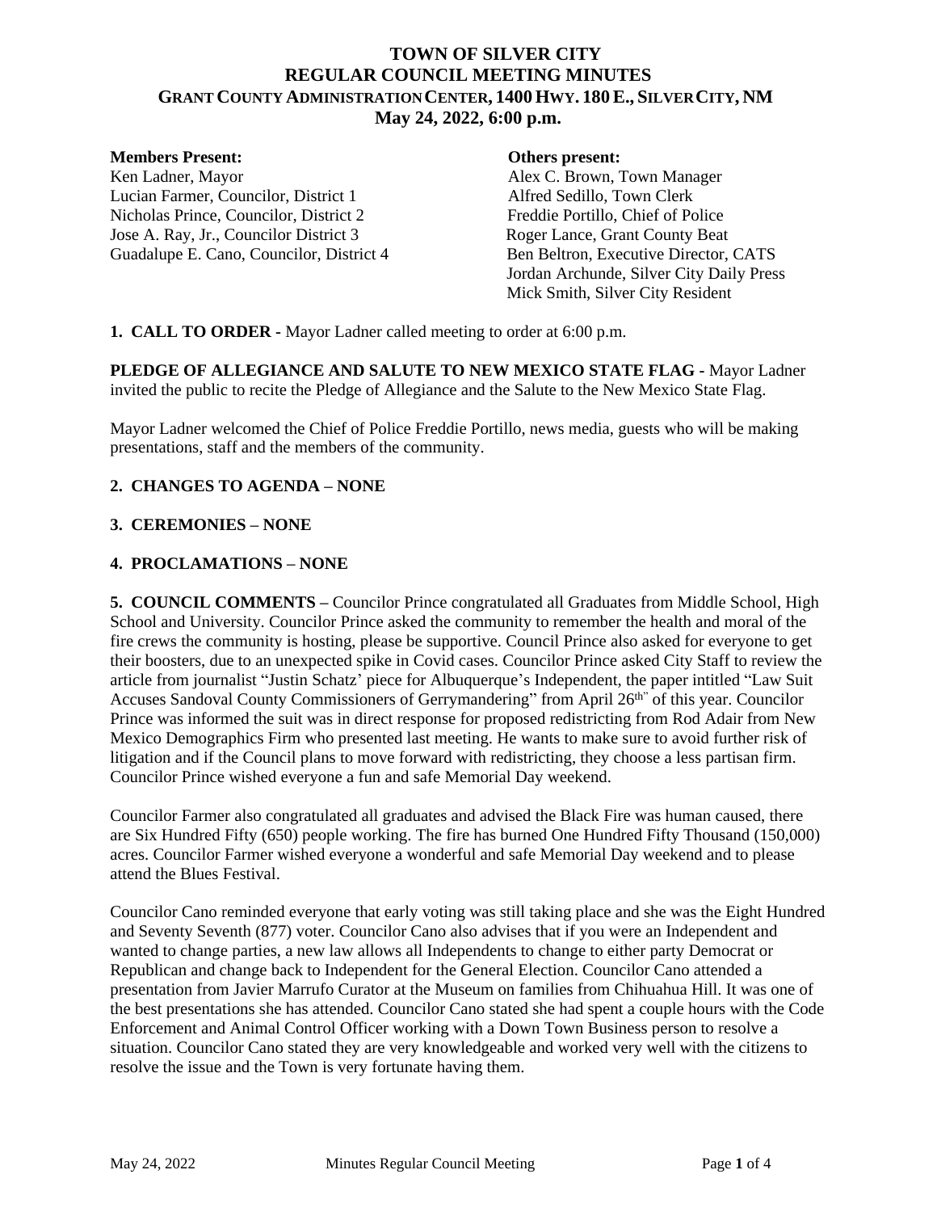# TOWN OF SILVER CITY
# REGULAR COUNCIL MEETING MINUTES
## GRANT COUNTY ADMINISTRATION CENTER, 1400 HWY. 180 E., SILVER CITY, NM
## May 24, 2022, 6:00 p.m.

**Members Present:**
Ken Ladner, Mayor
Lucian Farmer, Councilor, District 1
Nicholas Prince, Councilor, District 2
Jose A. Ray, Jr., Councilor District 3
Guadalupe E. Cano, Councilor, District 4

**Others present:**
Alex C. Brown, Town Manager
Alfred Sedillo, Town Clerk
Freddie Portillo, Chief of Police
Roger Lance, Grant County Beat
Ben Beltron, Executive Director, CATS
Jordan Archunde, Silver City Daily Press
Mick Smith, Silver City Resident

**1. CALL TO ORDER -** Mayor Ladner called meeting to order at 6:00 p.m.

**PLEDGE OF ALLEGIANCE AND SALUTE TO NEW MEXICO STATE FLAG -** Mayor Ladner invited the public to recite the Pledge of Allegiance and the Salute to the New Mexico State Flag.

Mayor Ladner welcomed the Chief of Police Freddie Portillo, news media, guests who will be making presentations, staff and the members of the community.

**2. CHANGES TO AGENDA – NONE**

**3. CEREMONIES – NONE**

**4. PROCLAMATIONS – NONE**

**5. COUNCIL COMMENTS –** Councilor Prince congratulated all Graduates from Middle School, High School and University. Councilor Prince asked the community to remember the health and moral of the fire crews the community is hosting, please be supportive. Council Prince also asked for everyone to get their boosters, due to an unexpected spike in Covid cases. Councilor Prince asked City Staff to review the article from journalist "Justin Schatz' piece for Albuquerque's Independent, the paper intitled "Law Suit Accuses Sandoval County Commissioners of Gerrymandering" from April 26th" of this year. Councilor Prince was informed the suit was in direct response for proposed redistricting from Rod Adair from New Mexico Demographics Firm who presented last meeting. He wants to make sure to avoid further risk of litigation and if the Council plans to move forward with redistricting, they choose a less partisan firm. Councilor Prince wished everyone a fun and safe Memorial Day weekend.

Councilor Farmer also congratulated all graduates and advised the Black Fire was human caused, there are Six Hundred Fifty (650) people working. The fire has burned One Hundred Fifty Thousand (150,000) acres. Councilor Farmer wished everyone a wonderful and safe Memorial Day weekend and to please attend the Blues Festival.

Councilor Cano reminded everyone that early voting was still taking place and she was the Eight Hundred and Seventy Seventh (877) voter. Councilor Cano also advises that if you were an Independent and wanted to change parties, a new law allows all Independents to change to either party Democrat or Republican and change back to Independent for the General Election. Councilor Cano attended a presentation from Javier Marrufo Curator at the Museum on families from Chihuahua Hill. It was one of the best presentations she has attended. Councilor Cano stated she had spent a couple hours with the Code Enforcement and Animal Control Officer working with a Down Town Business person to resolve a situation. Councilor Cano stated they are very knowledgeable and worked very well with the citizens to resolve the issue and the Town is very fortunate having them.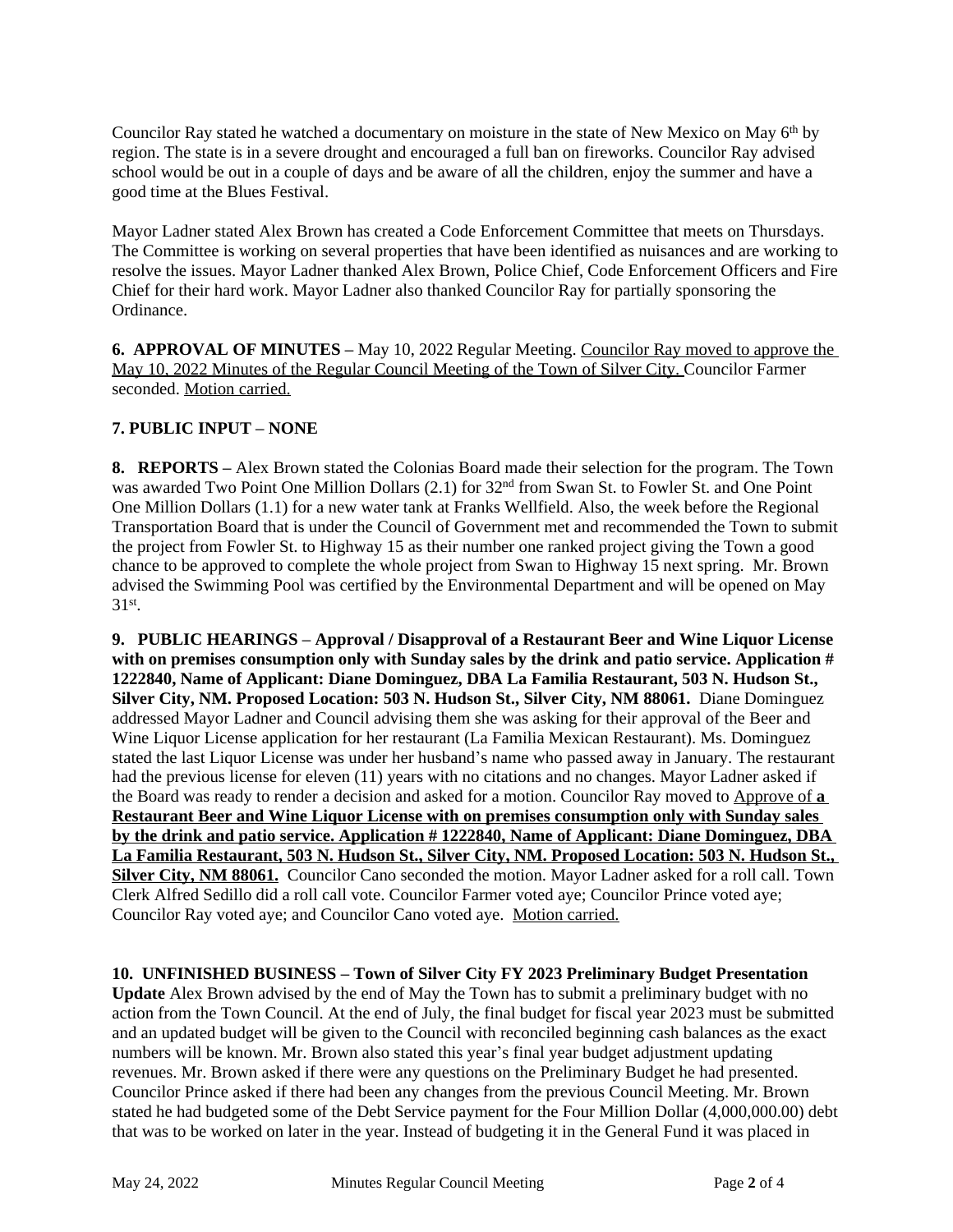Councilor Ray stated he watched a documentary on moisture in the state of New Mexico on May 6th by region. The state is in a severe drought and encouraged a full ban on fireworks. Councilor Ray advised school would be out in a couple of days and be aware of all the children, enjoy the summer and have a good time at the Blues Festival.

Mayor Ladner stated Alex Brown has created a Code Enforcement Committee that meets on Thursdays. The Committee is working on several properties that have been identified as nuisances and are working to resolve the issues. Mayor Ladner thanked Alex Brown, Police Chief, Code Enforcement Officers and Fire Chief for their hard work. Mayor Ladner also thanked Councilor Ray for partially sponsoring the Ordinance.

**6. APPROVAL OF MINUTES –** May 10, 2022 Regular Meeting. Councilor Ray moved to approve the May 10, 2022 Minutes of the Regular Council Meeting of the Town of Silver City. Councilor Farmer seconded. Motion carried.

**7. PUBLIC INPUT – NONE**

**8. REPORTS –** Alex Brown stated the Colonias Board made their selection for the program. The Town was awarded Two Point One Million Dollars (2.1) for 32nd from Swan St. to Fowler St. and One Point One Million Dollars (1.1) for a new water tank at Franks Wellfield. Also, the week before the Regional Transportation Board that is under the Council of Government met and recommended the Town to submit the project from Fowler St. to Highway 15 as their number one ranked project giving the Town a good chance to be approved to complete the whole project from Swan to Highway 15 next spring. Mr. Brown advised the Swimming Pool was certified by the Environmental Department and will be opened on May 31st.

**9. PUBLIC HEARINGS – Approval / Disapproval of a Restaurant Beer and Wine Liquor License with on premises consumption only with Sunday sales by the drink and patio service. Application # 1222840, Name of Applicant: Diane Dominguez, DBA La Familia Restaurant, 503 N. Hudson St., Silver City, NM. Proposed Location: 503 N. Hudson St., Silver City, NM 88061.** Diane Dominguez addressed Mayor Ladner and Council advising them she was asking for their approval of the Beer and Wine Liquor License application for her restaurant (La Familia Mexican Restaurant). Ms. Dominguez stated the last Liquor License was under her husband's name who passed away in January. The restaurant had the previous license for eleven (11) years with no citations and no changes. Mayor Ladner asked if the Board was ready to render a decision and asked for a motion. Councilor Ray moved to Approve of **a Restaurant Beer and Wine Liquor License with on premises consumption only with Sunday sales by the drink and patio service. Application # 1222840, Name of Applicant: Diane Dominguez, DBA La Familia Restaurant, 503 N. Hudson St., Silver City, NM. Proposed Location: 503 N. Hudson St., Silver City, NM 88061.** Councilor Cano seconded the motion. Mayor Ladner asked for a roll call. Town Clerk Alfred Sedillo did a roll call vote. Councilor Farmer voted aye; Councilor Prince voted aye; Councilor Ray voted aye; and Councilor Cano voted aye. Motion carried.

**10. UNFINISHED BUSINESS – Town of Silver City FY 2023 Preliminary Budget Presentation Update** Alex Brown advised by the end of May the Town has to submit a preliminary budget with no action from the Town Council. At the end of July, the final budget for fiscal year 2023 must be submitted and an updated budget will be given to the Council with reconciled beginning cash balances as the exact numbers will be known. Mr. Brown also stated this year's final year budget adjustment updating revenues. Mr. Brown asked if there were any questions on the Preliminary Budget he had presented. Councilor Prince asked if there had been any changes from the previous Council Meeting. Mr. Brown stated he had budgeted some of the Debt Service payment for the Four Million Dollar (4,000,000.00) debt that was to be worked on later in the year. Instead of budgeting it in the General Fund it was placed in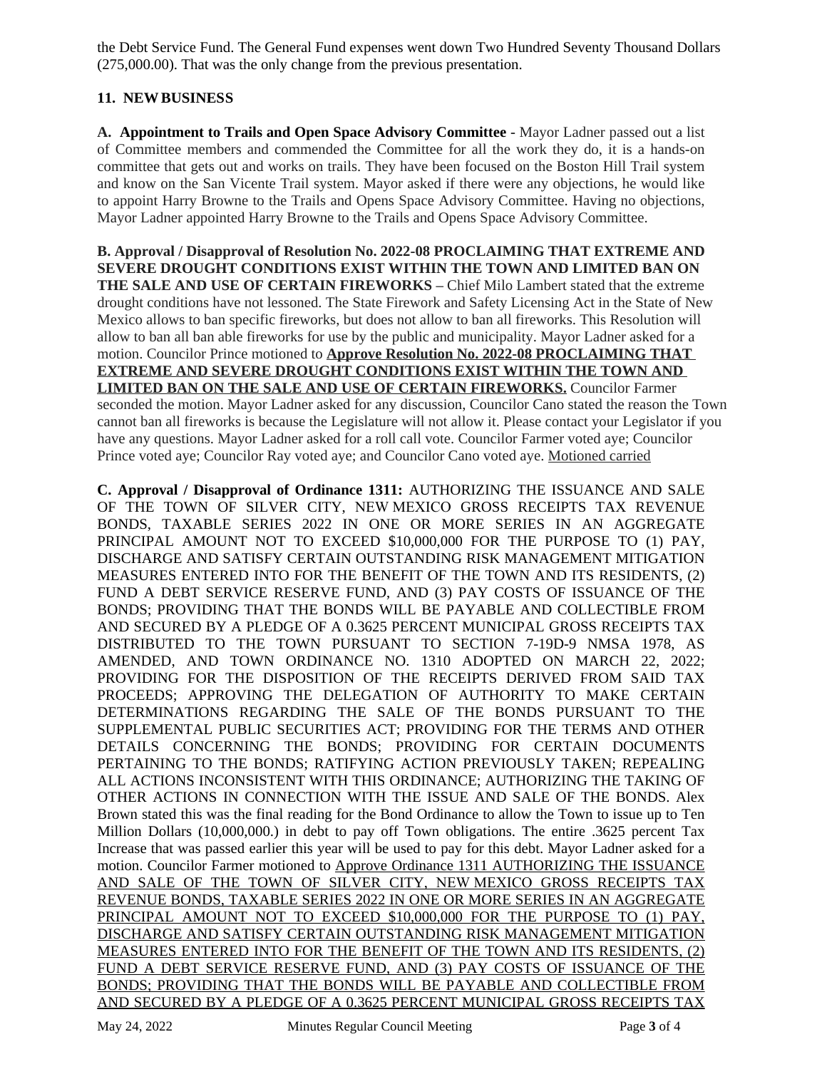the Debt Service Fund. The General Fund expenses went down Two Hundred Seventy Thousand Dollars (275,000.00). That was the only change from the previous presentation.

## 11. NEW BUSINESS

**A. Appointment to Trails and Open Space Advisory Committee** - Mayor Ladner passed out a list of Committee members and commended the Committee for all the work they do, it is a hands-on committee that gets out and works on trails. They have been focused on the Boston Hill Trail system and know on the San Vicente Trail system. Mayor asked if there were any objections, he would like to appoint Harry Browne to the Trails and Opens Space Advisory Committee. Having no objections, Mayor Ladner appointed Harry Browne to the Trails and Opens Space Advisory Committee.

**B. Approval / Disapproval of Resolution No. 2022-08 PROCLAIMING THAT EXTREME AND SEVERE DROUGHT CONDITIONS EXIST WITHIN THE TOWN AND LIMITED BAN ON THE SALE AND USE OF CERTAIN FIREWORKS –** Chief Milo Lambert stated that the extreme drought conditions have not lessoned. The State Firework and Safety Licensing Act in the State of New Mexico allows to ban specific fireworks, but does not allow to ban all fireworks. This Resolution will allow to ban all ban able fireworks for use by the public and municipality. Mayor Ladner asked for a motion. Councilor Prince motioned to **Approve Resolution No. 2022-08 PROCLAIMING THAT EXTREME AND SEVERE DROUGHT CONDITIONS EXIST WITHIN THE TOWN AND LIMITED BAN ON THE SALE AND USE OF CERTAIN FIREWORKS.** Councilor Farmer seconded the motion. Mayor Ladner asked for any discussion, Councilor Cano stated the reason the Town cannot ban all fireworks is because the Legislature will not allow it. Please contact your Legislator if you have any questions. Mayor Ladner asked for a roll call vote. Councilor Farmer voted aye; Councilor Prince voted aye; Councilor Ray voted aye; and Councilor Cano voted aye. Motioned carried

**C. Approval / Disapproval of Ordinance 1311:** AUTHORIZING THE ISSUANCE AND SALE OF THE TOWN OF SILVER CITY, NEW MEXICO GROSS RECEIPTS TAX REVENUE BONDS, TAXABLE SERIES 2022 IN ONE OR MORE SERIES IN AN AGGREGATE PRINCIPAL AMOUNT NOT TO EXCEED $10,000,000 FOR THE PURPOSE TO (1) PAY, DISCHARGE AND SATISFY CERTAIN OUTSTANDING RISK MANAGEMENT MITIGATION MEASURES ENTERED INTO FOR THE BENEFIT OF THE TOWN AND ITS RESIDENTS, (2) FUND A DEBT SERVICE RESERVE FUND, AND (3) PAY COSTS OF ISSUANCE OF THE BONDS; PROVIDING THAT THE BONDS WILL BE PAYABLE AND COLLECTIBLE FROM AND SECURED BY A PLEDGE OF A 0.3625 PERCENT MUNICIPAL GROSS RECEIPTS TAX DISTRIBUTED TO THE TOWN PURSUANT TO SECTION 7-19D-9 NMSA 1978, AS AMENDED, AND TOWN ORDINANCE NO. 1310 ADOPTED ON MARCH 22, 2022; PROVIDING FOR THE DISPOSITION OF THE RECEIPTS DERIVED FROM SAID TAX PROCEEDS; APPROVING THE DELEGATION OF AUTHORITY TO MAKE CERTAIN DETERMINATIONS REGARDING THE SALE OF THE BONDS PURSUANT TO THE SUPPLEMENTAL PUBLIC SECURITIES ACT; PROVIDING FOR THE TERMS AND OTHER DETAILS CONCERNING THE BONDS; PROVIDING FOR CERTAIN DOCUMENTS PERTAINING TO THE BONDS; RATIFYING ACTION PREVIOUSLY TAKEN; REPEALING ALL ACTIONS INCONSISTENT WITH THIS ORDINANCE; AUTHORIZING THE TAKING OF OTHER ACTIONS IN CONNECTION WITH THE ISSUE AND SALE OF THE BONDS. Alex Brown stated this was the final reading for the Bond Ordinance to allow the Town to issue up to Ten Million Dollars (10,000,000.) in debt to pay off Town obligations. The entire .3625 percent Tax Increase that was passed earlier this year will be used to pay for this debt. Mayor Ladner asked for a motion. Councilor Farmer motioned to Approve Ordinance 1311 AUTHORIZING THE ISSUANCE AND SALE OF THE TOWN OF SILVER CITY, NEW MEXICO GROSS RECEIPTS TAX REVENUE BONDS, TAXABLE SERIES 2022 IN ONE OR MORE SERIES IN AN AGGREGATE PRINCIPAL AMOUNT NOT TO EXCEED $10,000,000 FOR THE PURPOSE TO (1) PAY, DISCHARGE AND SATISFY CERTAIN OUTSTANDING RISK MANAGEMENT MITIGATION MEASURES ENTERED INTO FOR THE BENEFIT OF THE TOWN AND ITS RESIDENTS, (2) FUND A DEBT SERVICE RESERVE FUND, AND (3) PAY COSTS OF ISSUANCE OF THE BONDS; PROVIDING THAT THE BONDS WILL BE PAYABLE AND COLLECTIBLE FROM AND SECURED BY A PLEDGE OF A 0.3625 PERCENT MUNICIPAL GROSS RECEIPTS TAX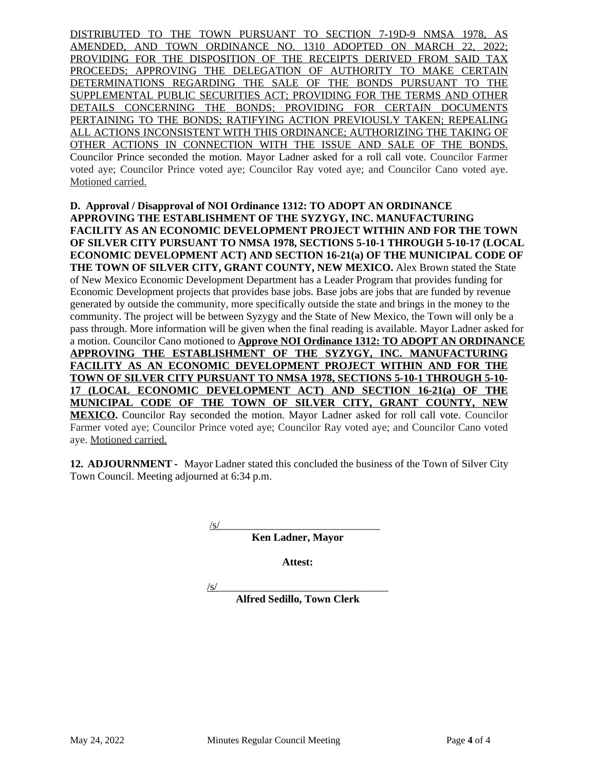DISTRIBUTED TO THE TOWN PURSUANT TO SECTION 7-19D-9 NMSA 1978, AS AMENDED, AND TOWN ORDINANCE NO. 1310 ADOPTED ON MARCH 22, 2022; PROVIDING FOR THE DISPOSITION OF THE RECEIPTS DERIVED FROM SAID TAX PROCEEDS; APPROVING THE DELEGATION OF AUTHORITY TO MAKE CERTAIN DETERMINATIONS REGARDING THE SALE OF THE BONDS PURSUANT TO THE SUPPLEMENTAL PUBLIC SECURITIES ACT; PROVIDING FOR THE TERMS AND OTHER DETAILS CONCERNING THE BONDS; PROVIDING FOR CERTAIN DOCUMENTS PERTAINING TO THE BONDS; RATIFYING ACTION PREVIOUSLY TAKEN; REPEALING ALL ACTIONS INCONSISTENT WITH THIS ORDINANCE; AUTHORIZING THE TAKING OF OTHER ACTIONS IN CONNECTION WITH THE ISSUE AND SALE OF THE BONDS. Councilor Prince seconded the motion. Mayor Ladner asked for a roll call vote. Councilor Farmer voted aye; Councilor Prince voted aye; Councilor Ray voted aye; and Councilor Cano voted aye. Motioned carried.

**D. Approval / Disapproval of NOI Ordinance 1312: TO ADOPT AN ORDINANCE APPROVING THE ESTABLISHMENT OF THE SYZYGY, INC. MANUFACTURING FACILITY AS AN ECONOMIC DEVELOPMENT PROJECT WITHIN AND FOR THE TOWN OF SILVER CITY PURSUANT TO NMSA 1978, SECTIONS 5-10-1 THROUGH 5-10-17 (LOCAL ECONOMIC DEVELOPMENT ACT) AND SECTION 16-21(a) OF THE MUNICIPAL CODE OF THE TOWN OF SILVER CITY, GRANT COUNTY, NEW MEXICO.** Alex Brown stated the State of New Mexico Economic Development Department has a Leader Program that provides funding for Economic Development projects that provides base jobs. Base jobs are jobs that are funded by revenue generated by outside the community, more specifically outside the state and brings in the money to the community. The project will be between Syzygy and the State of New Mexico, the Town will only be a pass through. More information will be given when the final reading is available. Mayor Ladner asked for a motion. Councilor Cano motioned to **Approve NOI Ordinance 1312: TO ADOPT AN ORDINANCE APPROVING THE ESTABLISHMENT OF THE SYZYGY, INC. MANUFACTURING FACILITY AS AN ECONOMIC DEVELOPMENT PROJECT WITHIN AND FOR THE TOWN OF SILVER CITY PURSUANT TO NMSA 1978, SECTIONS 5-10-1 THROUGH 5-10-17 (LOCAL ECONOMIC DEVELOPMENT ACT) AND SECTION 16-21(a) OF THE MUNICIPAL CODE OF THE TOWN OF SILVER CITY, GRANT COUNTY, NEW MEXICO.** Councilor Ray seconded the motion. Mayor Ladner asked for roll call vote. Councilor Farmer voted aye; Councilor Prince voted aye; Councilor Ray voted aye; and Councilor Cano voted aye. Motioned carried.

**12. ADJOURNMENT -** Mayor Ladner stated this concluded the business of the Town of Silver City Town Council. Meeting adjourned at 6:34 p.m.

/s/______________________________

**Ken Ladner, Mayor**

**Attest:**

/s/________________________________

**Alfred Sedillo, Town Clerk**

May 24, 2022 Minutes Regular Council Meeting